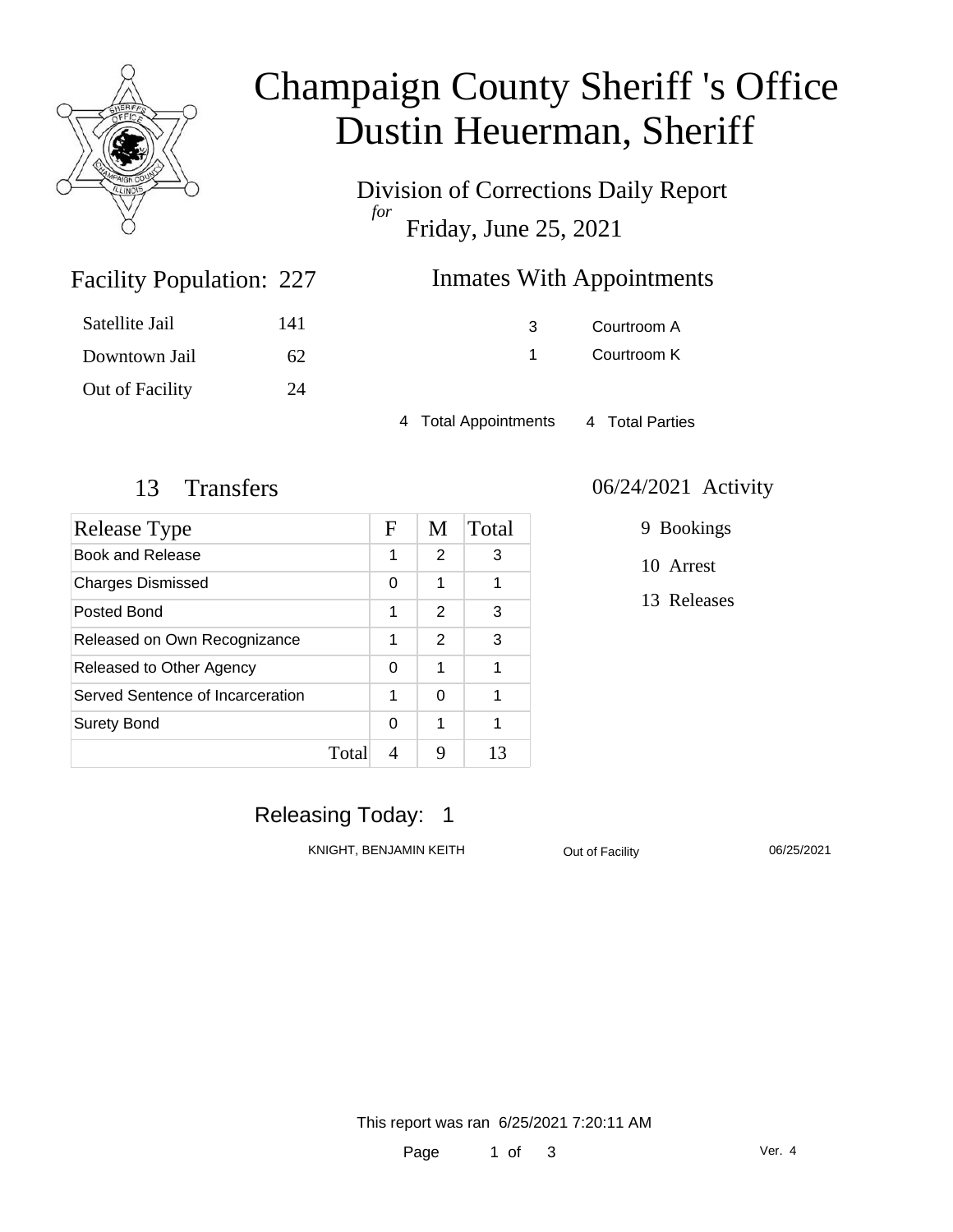# Champaign County Sheriff 's Office
# Dustin Heuerman, Sheriff

Division of Corrections Daily Report
*for*
Friday, June 25, 2021

## Facility Population: 227

| | |
|---|---|
| Satellite Jail | 141 |
| Downtown Jail | 62 |
| Out of Facility | 24 |

## Inmates With Appointments

| | |
|---|---|
| 3 | Courtroom A |
| 1 | Courtroom K |

4 Total Appointments 4 Total Parties

## 13 Transfers

| Release Type | F | M | Total |
|---|---|---|---|
| Book and Release | 1 | 2 | 3 |
| Charges Dismissed | 0 | 1 | 1 |
| Posted Bond | 1 | 2 | 3 |
| Released on Own Recognizance | 1 | 2 | 3 |
| Released to Other Agency | 0 | 1 | 1 |
| Served Sentence of Incarceration | 1 | 0 | 1 |
| Surety Bond | 0 | 1 | 1 |
| Total | 4 | 9 | 13 |

## 06/24/2021 Activity

9 Bookings

10 Arrest

13 Releases

## Releasing Today: 1

| | | |
|---|---|---|
| KNIGHT, BENJAMIN KEITH | Out of Facility | 06/25/2021 |

This report was ran 6/25/2021 7:20:11 AM

Ver. 4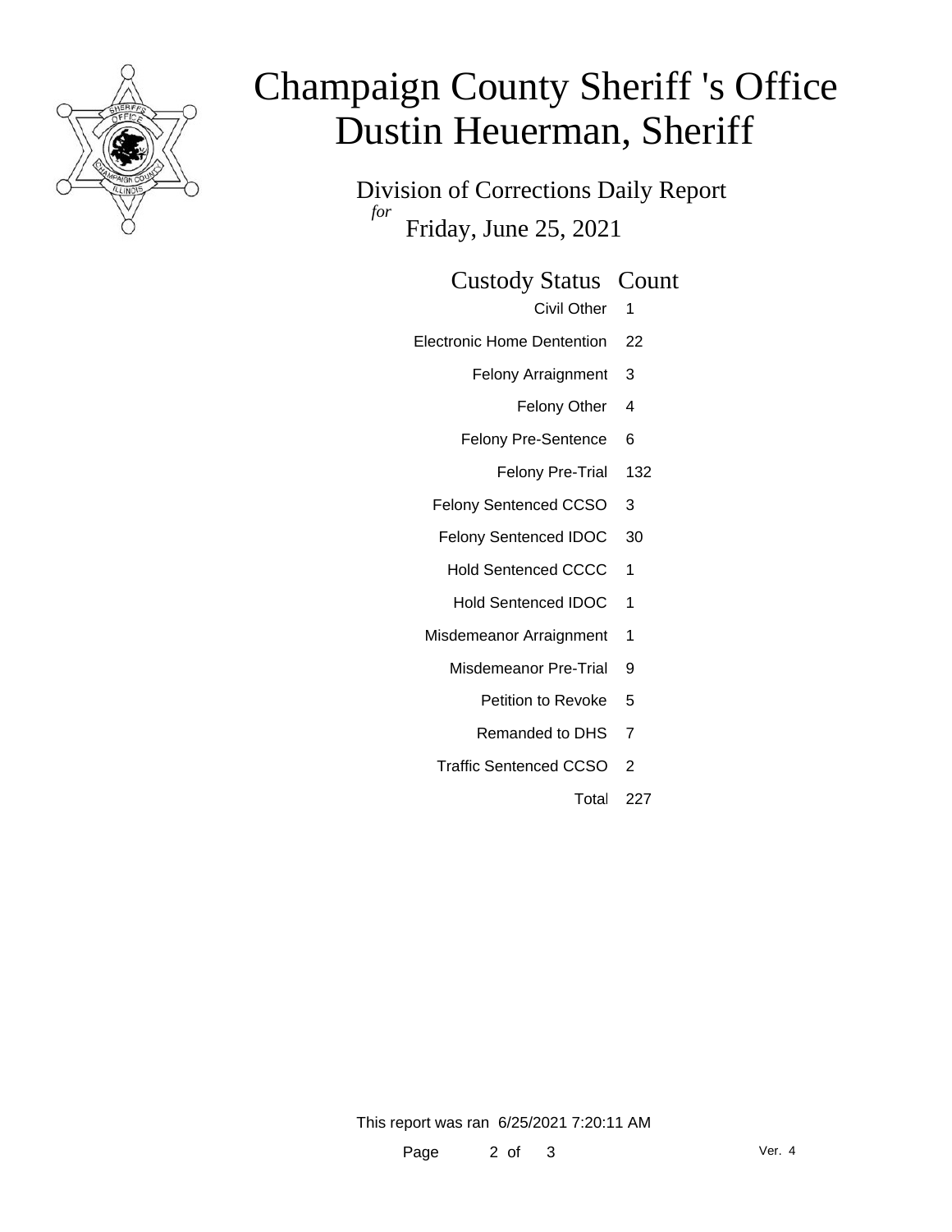# Champaign County Sheriff 's Office
# Dustin Heuerman, Sheriff

Division of Corrections Daily Report

*for*

Friday, June 25, 2021

| Custody Status | Count |
|---|---|
| Civil Other | 1 |
| Electronic Home Dentention | 22 |
| Felony Arraignment | 3 |
| Felony Other | 4 |
| Felony Pre-Sentence | 6 |
| Felony Pre-Trial | 132 |
| Felony Sentenced CCSO | 3 |
| Felony Sentenced IDOC | 30 |
| Hold Sentenced CCCC | 1 |
| Hold Sentenced IDOC | 1 |
| Misdemeanor Arraignment | 1 |
| Misdemeanor Pre-Trial | 9 |
| Petition to Revoke | 5 |
| Remanded to DHS | 7 |
| Traffic Sentenced CCSO | 2 |
| Total | 227 |

This report was ran 6/25/2021 7:20:11 AM

Ver. 4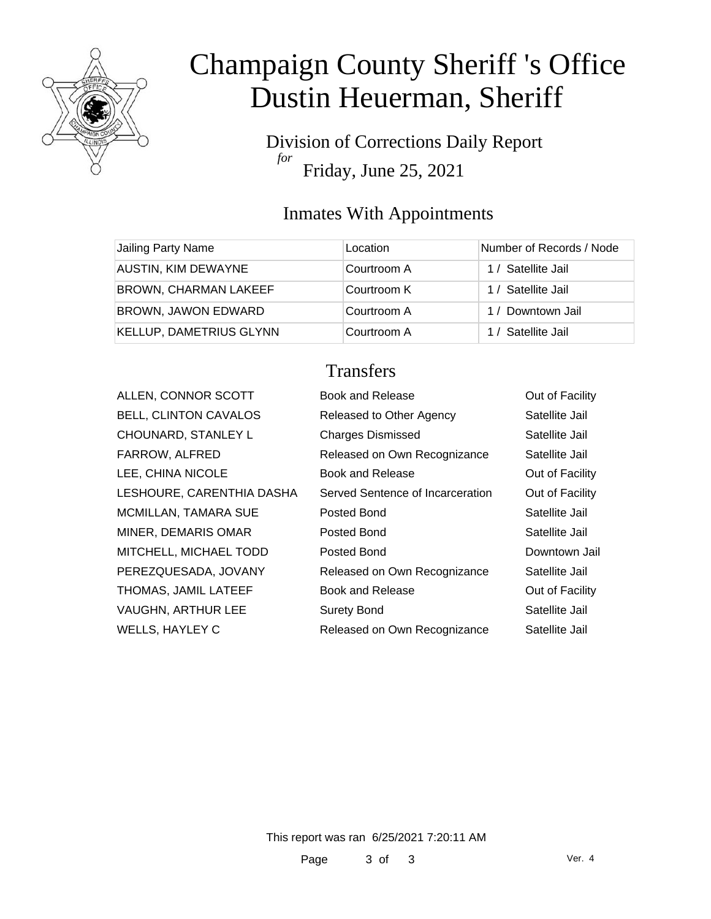# Champaign County Sheriff 's Office
# Dustin Heuerman, Sheriff

Division of Corrections Daily Report
*for*
Friday, June 25, 2021

## Inmates With Appointments

| Jailing Party Name | Location | Number of Records / Node |
|---|---|---|
| AUSTIN, KIM DEWAYNE | Courtroom A | 1 / Satellite Jail |
| BROWN, CHARMAN LAKEEF | Courtroom K | 1 / Satellite Jail |
| BROWN, JAWON EDWARD | Courtroom A | 1 / Downtown Jail |
| KELLUP, DAMETRIUS GLYNN | Courtroom A | 1 / Satellite Jail |

## Transfers

| | | |
|---|---|---|
| ALLEN, CONNOR SCOTT | Book and Release | Out of Facility |
| BELL, CLINTON CAVALOS | Released to Other Agency | Satellite Jail |
| CHOUNARD, STANLEY L | Charges Dismissed | Satellite Jail |
| FARROW, ALFRED | Released on Own Recognizance | Satellite Jail |
| LEE, CHINA NICOLE | Book and Release | Out of Facility |
| LESHOURE, CARENTHIA DASHA | Served Sentence of Incarceration | Out of Facility |
| MCMILLAN, TAMARA SUE | Posted Bond | Satellite Jail |
| MINER, DEMARIS OMAR | Posted Bond | Satellite Jail |
| MITCHELL, MICHAEL TODD | Posted Bond | Downtown Jail |
| PEREZQUESADA, JOVANY | Released on Own Recognizance | Satellite Jail |
| THOMAS, JAMIL LATEEF | Book and Release | Out of Facility |
| VAUGHN, ARTHUR LEE | Surety Bond | Satellite Jail |
| WELLS, HAYLEY C | Released on Own Recognizance | Satellite Jail |

This report was ran 6/25/2021 7:20:11 AM

Ver. 4